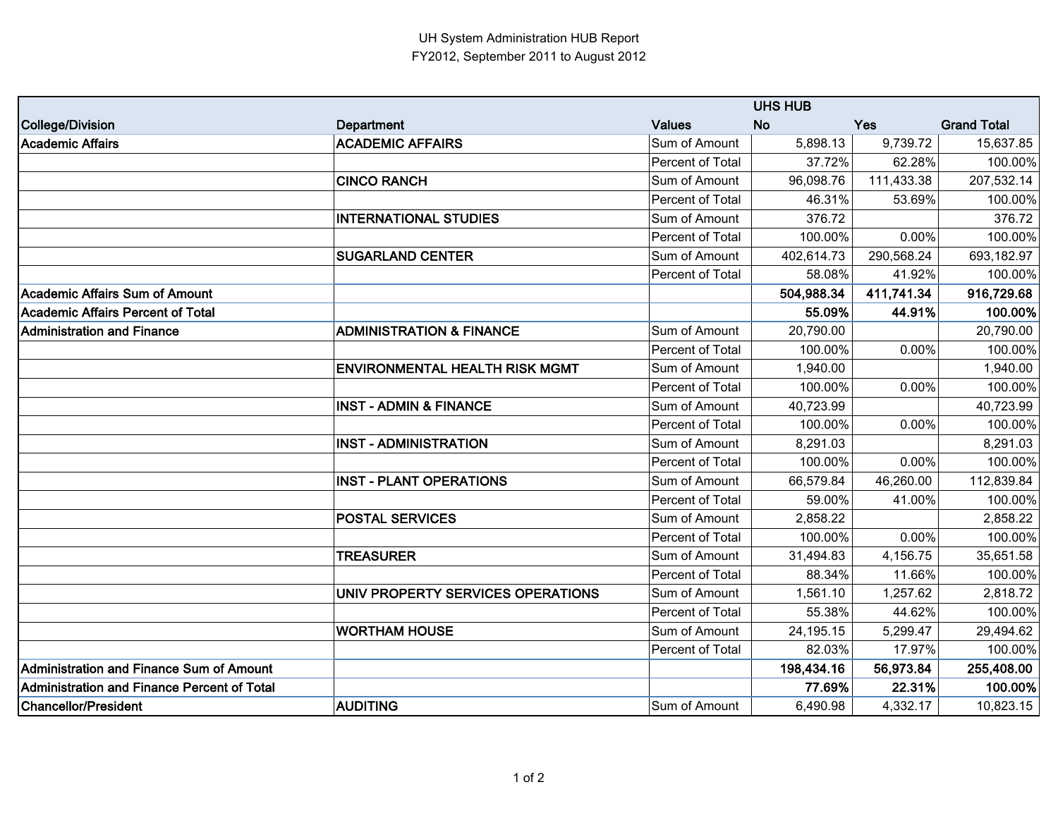UH System Administration HUB Report
FY2012, September 2011 to August 2012

| | | | UHS HUB | | |
|---|---|---|---|---|---|
| **College/Division** | **Department** | **Values** | **No** | **Yes** | **Grand Total** |
| **Academic Affairs** | **ACADEMIC AFFAIRS** | Sum of Amount | 5,898.13 | 9,739.72 | 15,637.85 |
| | | Percent of Total | 37.72% | 62.28% | 100.00% |
| | **CINCO RANCH** | Sum of Amount | 96,098.76 | 111,433.38 | 207,532.14 |
| | | Percent of Total | 46.31% | 53.69% | 100.00% |
| | **INTERNATIONAL STUDIES** | Sum of Amount | 376.72 | | 376.72 |
| | | Percent of Total | 100.00% | 0.00% | 100.00% |
| | **SUGARLAND CENTER** | Sum of Amount | 402,614.73 | 290,568.24 | 693,182.97 |
| | | Percent of Total | 58.08% | 41.92% | 100.00% |
| **Academic Affairs Sum of Amount** | | | **504,988.34** | **411,741.34** | **916,729.68** |
| **Academic Affairs Percent of Total** | | | **55.09%** | **44.91%** | **100.00%** |
| **Administration and Finance** | **ADMINISTRATION & FINANCE** | Sum of Amount | 20,790.00 | | 20,790.00 |
| | | Percent of Total | 100.00% | 0.00% | 100.00% |
| | **ENVIRONMENTAL HEALTH RISK MGMT** | Sum of Amount | 1,940.00 | | 1,940.00 |
| | | Percent of Total | 100.00% | 0.00% | 100.00% |
| | **INST - ADMIN & FINANCE** | Sum of Amount | 40,723.99 | | 40,723.99 |
| | | Percent of Total | 100.00% | 0.00% | 100.00% |
| | **INST - ADMINISTRATION** | Sum of Amount | 8,291.03 | | 8,291.03 |
| | | Percent of Total | 100.00% | 0.00% | 100.00% |
| | **INST - PLANT OPERATIONS** | Sum of Amount | 66,579.84 | 46,260.00 | 112,839.84 |
| | | Percent of Total | 59.00% | 41.00% | 100.00% |
| | **POSTAL SERVICES** | Sum of Amount | 2,858.22 | | 2,858.22 |
| | | Percent of Total | 100.00% | 0.00% | 100.00% |
| | **TREASURER** | Sum of Amount | 31,494.83 | 4,156.75 | 35,651.58 |
| | | Percent of Total | 88.34% | 11.66% | 100.00% |
| | **UNIV PROPERTY SERVICES OPERATIONS** | Sum of Amount | 1,561.10 | 1,257.62 | 2,818.72 |
| | | Percent of Total | 55.38% | 44.62% | 100.00% |
| | **WORTHAM HOUSE** | Sum of Amount | 24,195.15 | 5,299.47 | 29,494.62 |
| | | Percent of Total | 82.03% | 17.97% | 100.00% |
| **Administration and Finance Sum of Amount** | | | **198,434.16** | **56,973.84** | **255,408.00** |
| **Administration and Finance Percent of Total** | | | **77.69%** | **22.31%** | **100.00%** |
| **Chancellor/President** | **AUDITING** | Sum of Amount | 6,490.98 | 4,332.17 | 10,823.15 |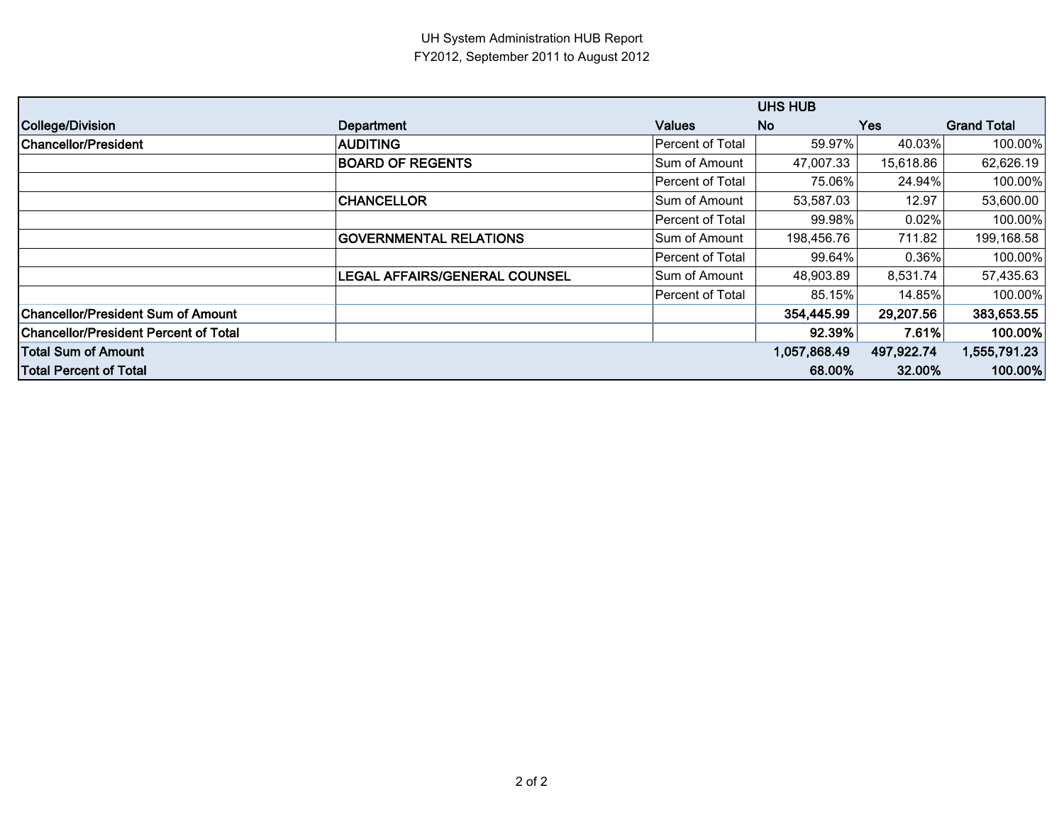UH System Administration HUB Report
FY2012, September 2011 to August 2012

| | | | UHS HUB | | |
|---|---|---|---|---|---|
| **College/Division** | **Department** | **Values** | **No** | **Yes** | **Grand Total** |
| **Chancellor/President** | **AUDITING** | Percent of Total | 59.97% | 40.03% | 100.00% |
| | **BOARD OF REGENTS** | Sum of Amount | 47,007.33 | 15,618.86 | 62,626.19 |
| | | Percent of Total | 75.06% | 24.94% | 100.00% |
| | **CHANCELLOR** | Sum of Amount | 53,587.03 | 12.97 | 53,600.00 |
| | | Percent of Total | 99.98% | 0.02% | 100.00% |
| | **GOVERNMENTAL RELATIONS** | Sum of Amount | 198,456.76 | 711.82 | 199,168.58 |
| | | Percent of Total | 99.64% | 0.36% | 100.00% |
| | **LEGAL AFFAIRS/GENERAL COUNSEL** | Sum of Amount | 48,903.89 | 8,531.74 | 57,435.63 |
| | | Percent of Total | 85.15% | 14.85% | 100.00% |
| **Chancellor/President Sum of Amount** | | | **354,445.99** | **29,207.56** | **383,653.55** |
| **Chancellor/President Percent of Total** | | | **92.39%** | **7.61%** | **100.00%** |
| **Total Sum of Amount** | | | **1,057,868.49** | **497,922.74** | **1,555,791.23** |
| **Total Percent of Total** | | | **68.00%** | **32.00%** | **100.00%** |